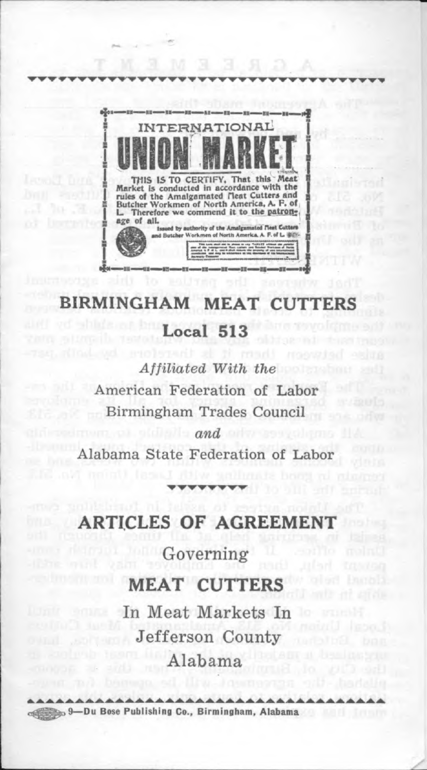INTERNATIONAL

**UNION MARKET**

THIS IS TO CERTIFY, That this Meat Market is conducted in accordance with the rules of the Amalgamated Meat Cutters and Butcher Workmen of North America, A. F. of L. Therefore we commend it to the patronage of all.

Issued by authority of the Amalgamated Meat Cutters and Butcher Workmen of North America, A. F. of L.

# BIRMINGHAM MEAT CUTTERS

## Local 513

*Affiliated With the*

American Federation of Labor

Birmingham Trades Council

*and*

Alabama State Federation of Labor

# ARTICLES OF AGREEMENT

Governing

## MEAT CUTTERS

In Meat Markets In

Jefferson County

Alabama

9—Du Bose Publishing Co., Birmingham, Alabama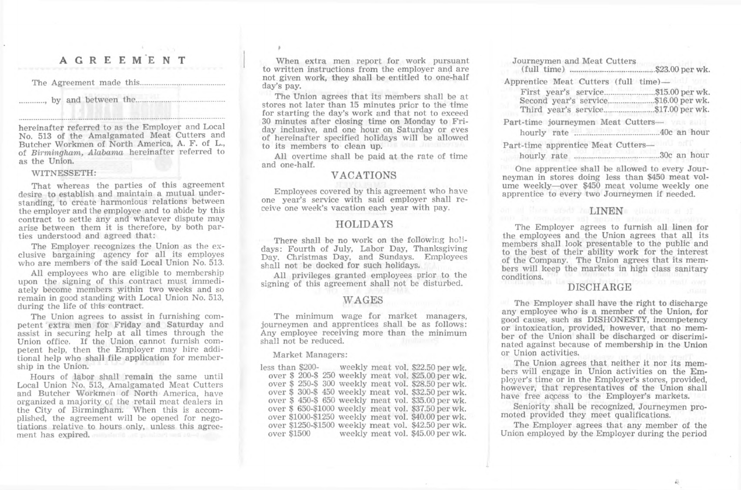# AGREEMENT

The Agreement made this..........................................

.........., by and between the..........................................

...............................................................................

hereinafter referred to as the Employer and Local No. 513 of the Amalgamated Meat Cutters and Butcher Workmen of North America, A. F. of L., of *Birmingham, Alabama* hereinafter referred to as the Union.

WITNESSETH:

That whereas the parties of this agreement desire to establish and maintain a mutual understanding, to create harmonious relations between the employer and the employee and to abide by this contract to settle any and whatever dispute may arise between them it is therefore, by both parties understood and agreed that:

The Employer recognizes the Union as the exclusive bargaining agency for all its employes who are members of the said Local Union No. 513.

All employees who are eligible to membership upon the signing of this contract must immediately become members within two weeks and so remain in good standing with Local Union No. 513, during the life of this contract.

The Union agrees to assist in furnishing competent extra men for Friday and Saturday and assist in securing help at all times through the Union office. If the Union cannot furnish competent help, then the Employer may hire additional help who shall file application for membership in the Union.

Hours of labor shall remain the same until Local Union No. 513, Amalgamated Meat Cutters and Butcher Workmen of North America, have organized a majority of the retail meat dealers in the City of Birmingham. When this is accomplished, the agreement will be opened for negotiations relative to hours only, unless this agreement has expired.

When extra men report for work pursuant to written instructions from the employer and are not given work, they shall be entitled to one-half day's pay.

The Union agrees that its members shall be at stores not later than 15 minutes prior to the time for starting the day's work and that not to exceed 30 minutes after closing time on Monday to Friday inclusive, and one hour on Saturday or eves of hereinafter specified holidays will be allowed to its members to clean up.

All overtime shall be paid at the rate of time and one-half.

## VACATIONS

Employees covered by this agreement who have one year's service with said employer shall receive one week's vacation each year with pay.

## HOLIDAYS

There shall be no work on the following holidays: Fourth of July, Labor Day, Thanksgiving Day, Christmas Day, and Sundays. Employees shall not be docked for such holidays.

All privileges granted employees prior to the signing of this agreement shall not be disturbed.

## WAGES

The minimum wage for market managers, journeymen and apprentices shall be as follows: Any employee receiving more than the minimum shall not be reduced.

Market Managers:

| Weekly meat volume | Wage |
|---|---|
| less than $200- weekly meat vol. | $22.50 per wk. |
| over $ 200-$ 250 weekly meat vol. | $25.00 per wk. |
| over $ 250-$ 300 weekly meat vol. | $28.50 per wk. |
| over $ 300-$ 450 weekly meat vol. | $32.50 per wk. |
| over $ 450-$ 650 weekly meat vol. | $35.00 per wk. |
| over $ 650-$1000 weekly meat vol. | $37.50 per wk. |
| over $1000-$1250 weekly meat vol. | $40.00 per wk. |
| over $1250-$1500 weekly meat vol. | $42.50 per wk. |
| over $1500 weekly meat vol. | $45.00 per wk. |

Journeymen and Meat Cutters (full time) ........................................$23.00 per wk.

Apprentice Meat Cutters (full time)—
- First year's service........................$15.00 per wk.
- Second year's service......................$16.00 per wk.
- Third year's service........................$17.00 per wk.

Part-time journeymen Meat Cutters—
- hourly rate ..........................................40c an hour

Part-time apprentice Meat Cutters—
- hourly rate ..........................................30c an hour

One apprentice shall be allowed to every Journeyman in stores doing less than $450 meat volume weekly—over $450 meat volume weekly one apprentice to every two Journeymen if needed.

## LINEN

The Employer agrees to furnish all linen for the employees and the Union agrees that all its members shall look presentable to the public and to the best of their ability work for the interest of the Company. The Union agrees that its members will keep the markets in high class sanitary conditions.

## DISCHARGE

The Employer shall have the right to discharge any employee who is a member of the Union, for good cause, such as DISHONESTY, incompetency or intoxication, provided, however, that no member of the Union shall be discharged or discriminated against because of membership in the Union or Union activities.

The Union agrees that neither it nor its members will engage in Union activities on the Employer's time or in the Employer's stores, provided, however, that representatives of the Union shall have free access to the Employer's markets.

Seniority shall be recognized, Journeymen promoted provided they meet qualifications.

The Employer agrees that any member of the Union employed by the Employer during the period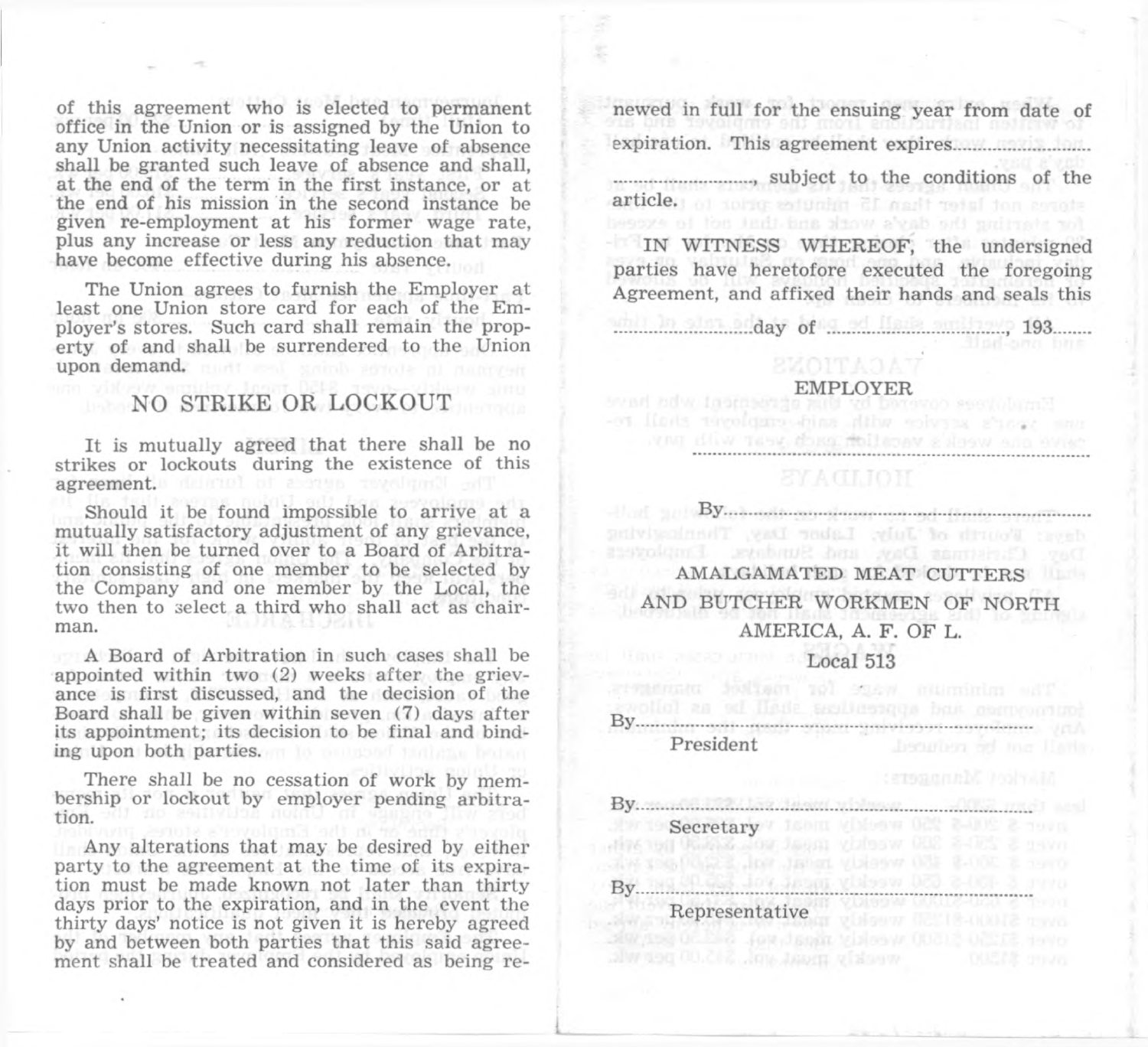of this agreement who is elected to permanent office in the Union or is assigned by the Union to any Union activity necessitating leave of absence shall be granted such leave of absence and shall, at the end of the term in the first instance, or at the end of his mission in the second instance be given re-employment at his former wage rate, plus any increase or less any reduction that may have become effective during his absence.

The Union agrees to furnish the Employer at least one Union store card for each of the Employer's stores. Such card shall remain the property of and shall be surrendered to the Union upon demand.

## NO STRIKE OR LOCKOUT

It is mutually agreed that there shall be no strikes or lockouts during the existence of this agreement.

Should it be found impossible to arrive at a mutually satisfactory adjustment of any grievance, it will then be turned over to a Board of Arbitration consisting of one member to be selected by the Company and one member by the Local, the two then to select a third who shall act as chairman.

A Board of Arbitration in such cases shall be appointed within two (2) weeks after the grievance is first discussed, and the decision of the Board shall be given within seven (7) days after its appointment; its decision to be final and binding upon both parties.

There shall be no cessation of work by membership or lockout by employer pending arbitration.

Any alterations that may be desired by either party to the agreement at the time of its expiration must be made known not later than thirty days prior to the expiration, and in the event the thirty days' notice is not given it is hereby agreed by and between both parties that this said agreement shall be treated and considered as being renewed in full for the ensuing year from date of expiration. This agreement expires..........

.........................., subject to the conditions of the article.

IN WITNESS WHEREOF, the undersigned parties have heretofore executed the foregoing Agreement, and affixed their hands and seals this

..........................day of .........................., 193......

EMPLOYER

..........................................................

By..........................................................

AMALGAMATED MEAT CUTTERS AND BUTCHER WORKMEN OF NORTH AMERICA, A. F. OF L.

Local 513

By..........................................................
President

By..........................................................
Secretary

By..........................................................
Representative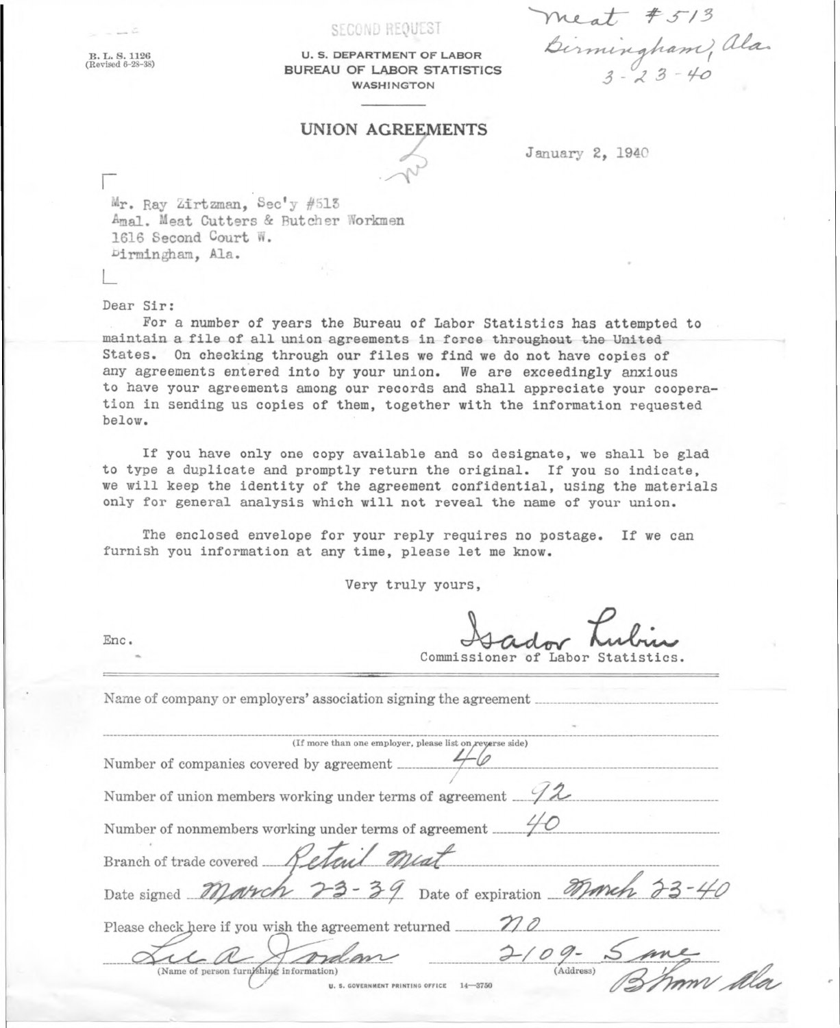SECOND REQUEST

B. L. S. 1126
(Revised 6-28-38)

U. S. DEPARTMENT OF LABOR
BUREAU OF LABOR STATISTICS
WASHINGTON

Meat #513
Birmingham, Ala.
3-23-40

## UNION AGREEMENTS

January 2, 1940

Mr. Ray Zirtzman, Sec'y #513
Amal. Meat Cutters & Butcher Workmen
1616 Second Court W.
Birmingham, Ala.

Dear Sir:

For a number of years the Bureau of Labor Statistics has attempted to maintain a file of all union agreements in force throughout the United States. On checking through our files we find we do not have copies of any agreements entered into by your union. We are exceedingly anxious to have your agreements among our records and shall appreciate your cooperation in sending us copies of them, together with the information requested below.

If you have only one copy available and so designate, we shall be glad to type a duplicate and promptly return the original. If you so indicate, we will keep the identity of the agreement confidential, using the materials only for general analysis which will not reveal the name of your union.

The enclosed envelope for your reply requires no postage. If we can furnish you information at any time, please let me know.

Very truly yours,

Isador Lubin
Commissioner of Labor Statistics.

Enc.

---

Name of company or employers' association signing the agreement ____________

(If more than one employer, please list on reverse side)

Number of companies covered by agreement 46

Number of union members working under terms of agreement 92

Number of nonmembers working under terms of agreement 40

Branch of trade covered Retail Meat

Date signed March 23-39 Date of expiration March 23-40

Please check here if you wish the agreement returned no

Lee A. Jordan (Name of person furnishing information) 2109- 5 ave B'ham Ala (Address)

U. S. GOVERNMENT PRINTING OFFICE 14—3750